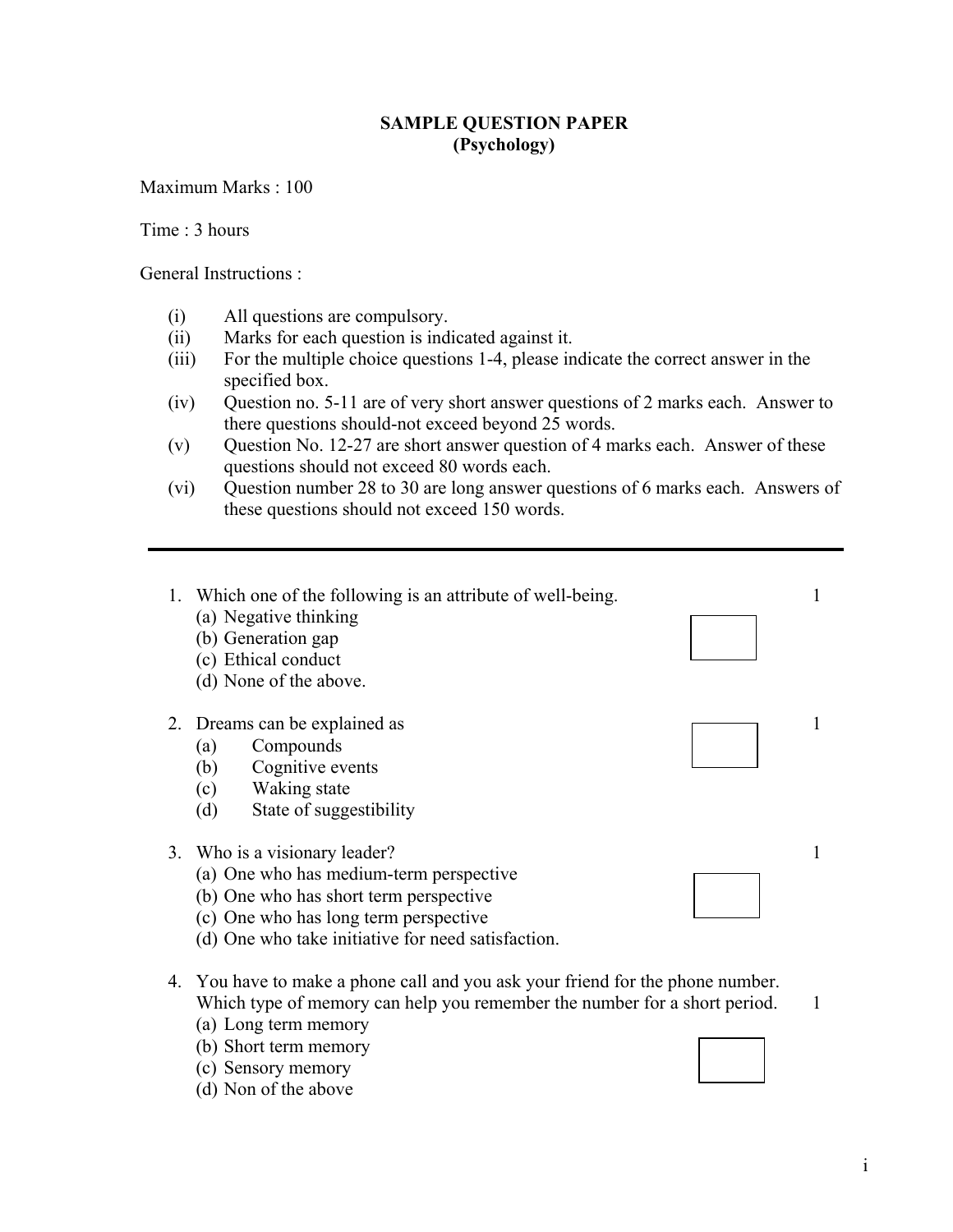# SAMPLE QUESTION PAPER
## (Psychology)

Maximum Marks : 100

Time : 3 hours

General Instructions :

(i) All questions are compulsory.
(ii) Marks for each question is indicated against it.
(iii) For the multiple choice questions 1-4, please indicate the correct answer in the specified box.
(iv) Question no. 5-11 are of very short answer questions of 2 marks each. Answer to there questions should-not exceed beyond 25 words.
(v) Question No. 12-27 are short answer question of 4 marks each. Answer of these questions should not exceed 80 words each.
(vi) Question number 28 to 30 are long answer questions of 6 marks each. Answers of these questions should not exceed 150 words.

---

1. Which one of the following is an attribute of well-being. 1
   (a) Negative thinking
   (b) Generation gap
   (c) Ethical conduct
   (d) None of the above.

2. Dreams can be explained as 1
   (a) Compounds
   (b) Cognitive events
   (c) Waking state
   (d) State of suggestibility

3. Who is a visionary leader? 1
   (a) One who has medium-term perspective
   (b) One who has short term perspective
   (c) One who has long term perspective
   (d) One who take initiative for need satisfaction.

4. You have to make a phone call and you ask your friend for the phone number. Which type of memory can help you remember the number for a short period. 1
   (a) Long term memory
   (b) Short term memory
   (c) Sensory memory
   (d) Non of the above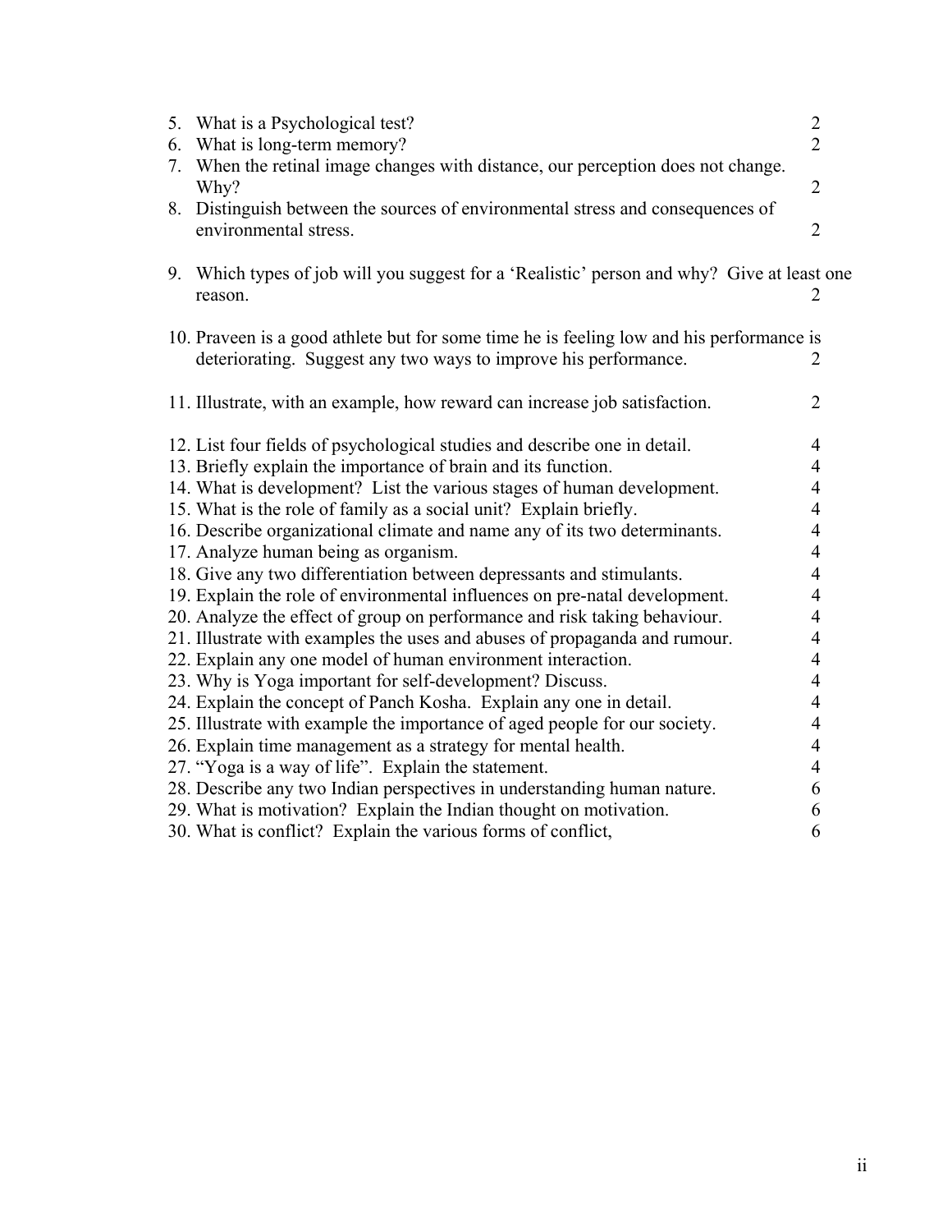5. What is a Psychological test? 2
6. What is long-term memory? 2
7. When the retinal image changes with distance, our perception does not change. Why? 2
8. Distinguish between the sources of environmental stress and consequences of environmental stress. 2

9. Which types of job will you suggest for a 'Realistic' person and why? Give at least one reason. 2

10. Praveen is a good athlete but for some time he is feeling low and his performance is deteriorating. Suggest any two ways to improve his performance. 2

11. Illustrate, with an example, how reward can increase job satisfaction. 2

12. List four fields of psychological studies and describe one in detail. 4
13. Briefly explain the importance of brain and its function. 4
14. What is development? List the various stages of human development. 4
15. What is the role of family as a social unit? Explain briefly. 4
16. Describe organizational climate and name any of its two determinants. 4
17. Analyze human being as organism. 4
18. Give any two differentiation between depressants and stimulants. 4
19. Explain the role of environmental influences on pre-natal development. 4
20. Analyze the effect of group on performance and risk taking behaviour. 4
21. Illustrate with examples the uses and abuses of propaganda and rumour. 4
22. Explain any one model of human environment interaction. 4
23. Why is Yoga important for self-development? Discuss. 4
24. Explain the concept of Panch Kosha. Explain any one in detail. 4
25. Illustrate with example the importance of aged people for our society. 4
26. Explain time management as a strategy for mental health. 4
27. "Yoga is a way of life". Explain the statement. 4
28. Describe any two Indian perspectives in understanding human nature. 6
29. What is motivation? Explain the Indian thought on motivation. 6
30. What is conflict? Explain the various forms of conflict, 6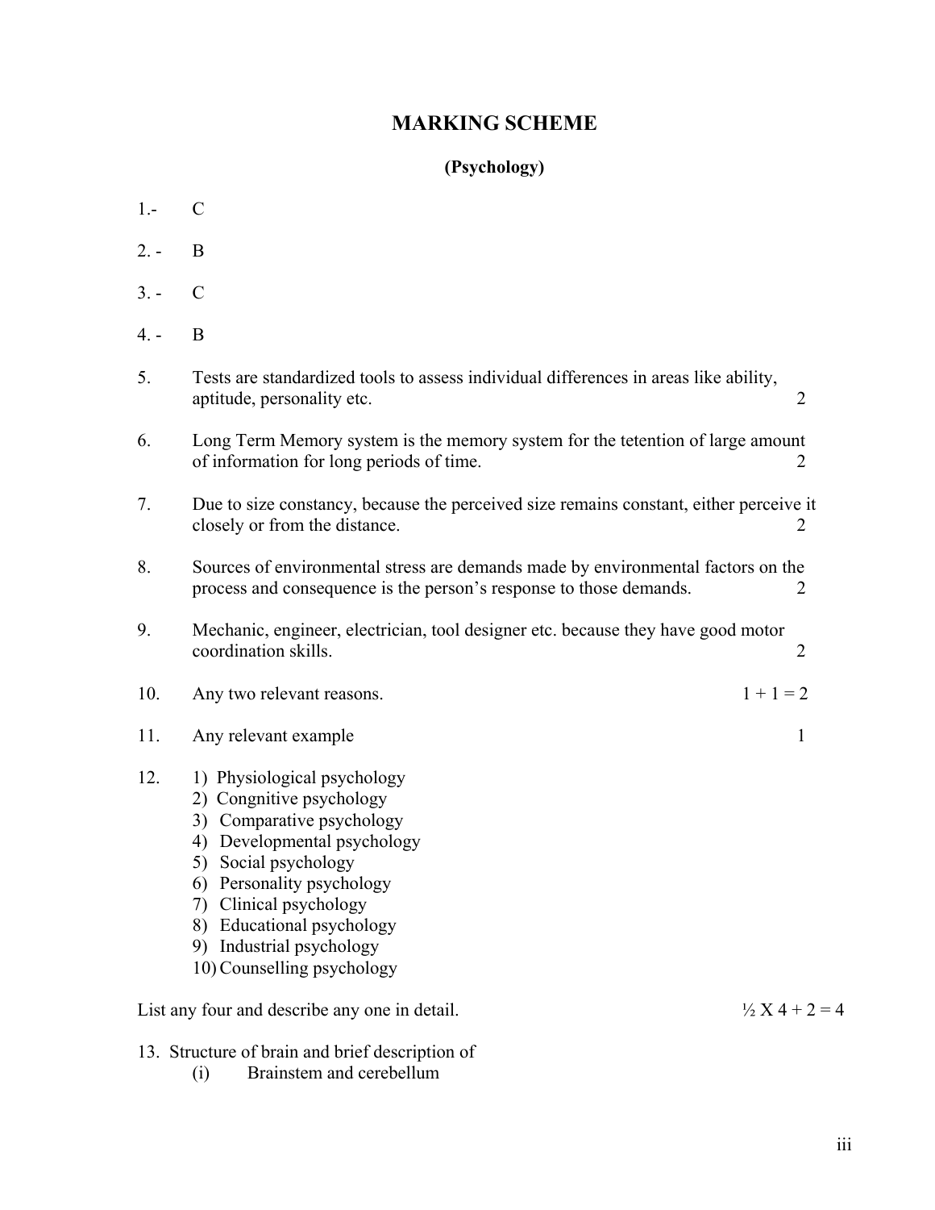# MARKING SCHEME

**(Psychology)**

1.- C

2. - B

3. - C

4. - B

5. Tests are standardized tools to assess individual differences in areas like ability, aptitude, personality etc. 2

6. Long Term Memory system is the memory system for the tetention of large amount of information for long periods of time. 2

7. Due to size constancy, because the perceived size remains constant, either perceive it closely or from the distance. 2

8. Sources of environmental stress are demands made by environmental factors on the process and consequence is the person's response to those demands. 2

9. Mechanic, engineer, electrician, tool designer etc. because they have good motor coordination skills. 2

10. Any two relevant reasons. 1 + 1 = 2

11. Any relevant example 1

12. 
    1) Physiological psychology
    2) Congnitive psychology
    3) Comparative psychology
    4) Developmental psychology
    5) Social psychology
    6) Personality psychology
    7) Clinical psychology
    8) Educational psychology
    9) Industrial psychology
    10) Counselling psychology

List any four and describe any one in detail. ½ X 4 + 2 = 4

13. Structure of brain and brief description of
    (i) Brainstem and cerebellum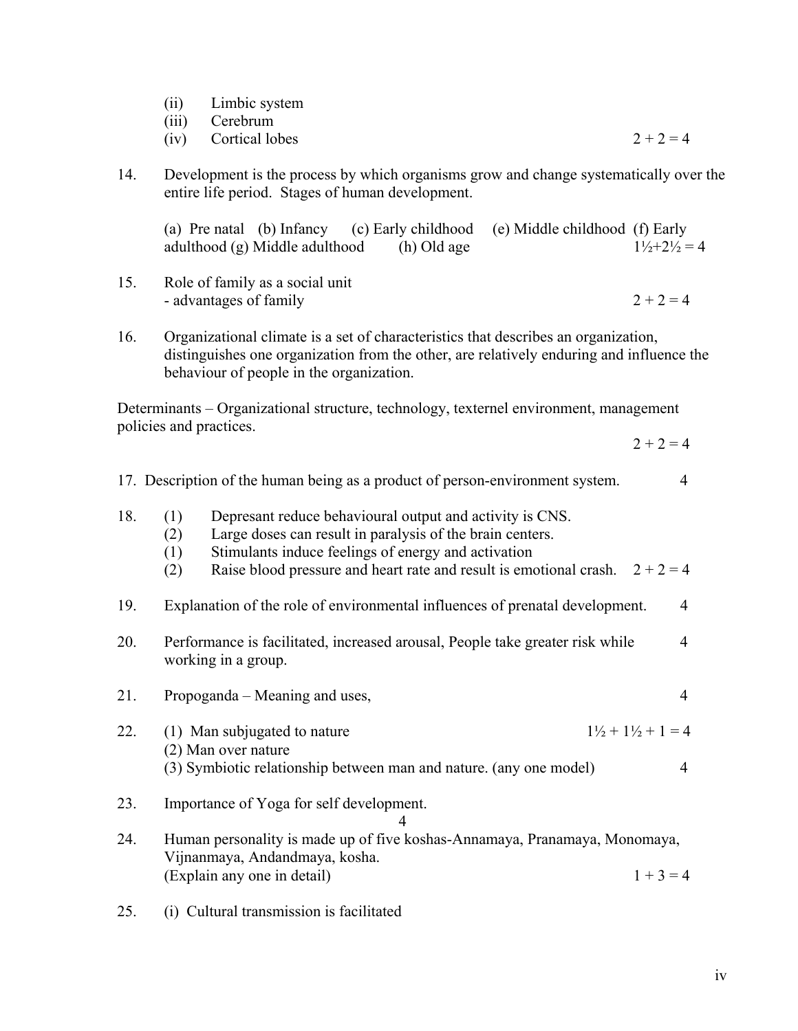(ii) Limbic system
(iii) Cerebrum
(iv) Cortical lobes 2 + 2 = 4

14. Development is the process by which organisms grow and change systematically over the entire life period. Stages of human development.

    (a) Pre natal (b) Infancy (c) Early childhood (e) Middle childhood (f) Early adulthood (g) Middle adulthood (h) Old age 1½+2½ = 4

15. Role of family as a social unit
    - advantages of family 2 + 2 = 4

16. Organizational climate is a set of characteristics that describes an organization, distinguishes one organization from the other, are relatively enduring and influence the behaviour of people in the organization.

Determinants – Organizational structure, technology, texternel environment, management policies and practices.

2 + 2 = 4

17. Description of the human being as a product of person-environment system. 4

18. (1) Depresant reduce behavioural output and activity is CNS.
    (2) Large doses can result in paralysis of the brain centers.
    (1) Stimulants induce feelings of energy and activation
    (2) Raise blood pressure and heart rate and result is emotional crash. 2 + 2 = 4

19. Explanation of the role of environmental influences of prenatal development. 4

20. Performance is facilitated, increased arousal, People take greater risk while working in a group. 4

21. Propoganda – Meaning and uses, 4

22. (1) Man subjugated to nature 1½ + 1½ + 1 = 4
    (2) Man over nature
    (3) Symbiotic relationship between man and nature. (any one model) 4

23. Importance of Yoga for self development.
    4

24. Human personality is made up of five koshas-Annamaya, Pranamaya, Monomaya, Vijnanmaya, Andandmaya, kosha.
    (Explain any one in detail) 1 + 3 = 4

25. (i) Cultural transmission is facilitated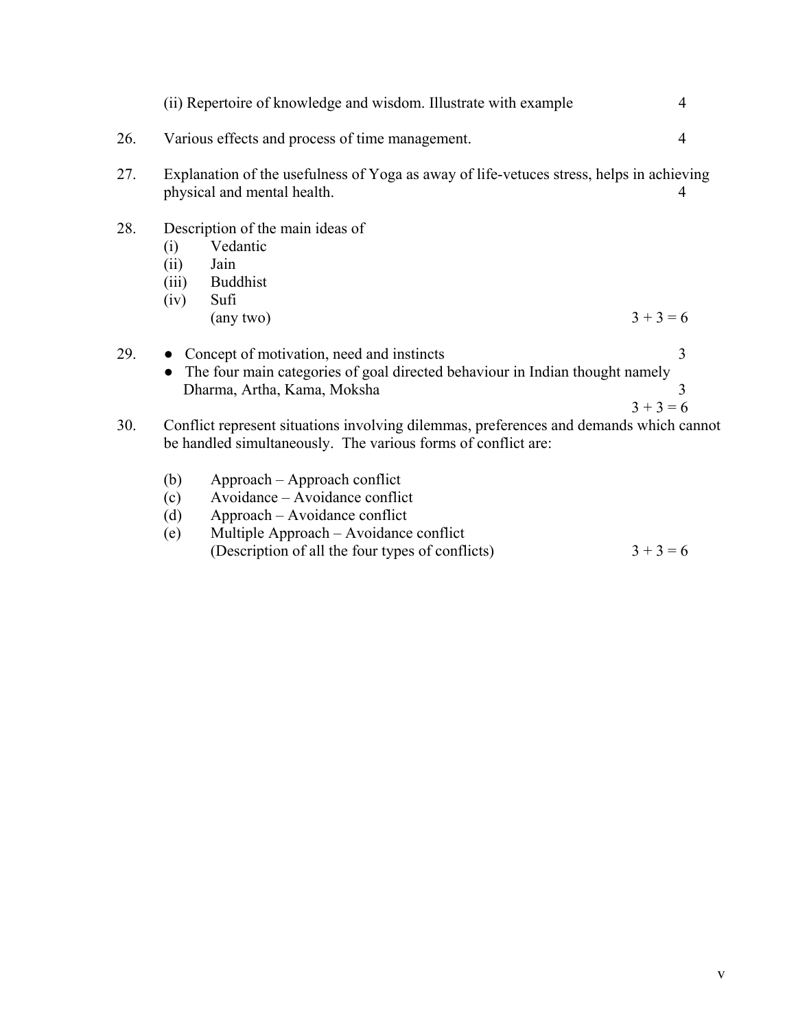(ii) Repertoire of knowledge and wisdom. Illustrate with example 4

26. Various effects and process of time management. 4

27. Explanation of the usefulness of Yoga as away of life-vetuces stress, helps in achieving physical and mental health. 4

28. Description of the main ideas of
    - (i) Vedantic
    - (ii) Jain
    - (iii) Buddhist
    - (iv) Sufi
    
    (any two) 3 + 3 = 6

29.
    - Concept of motivation, need and instincts 3
    - The four main categories of goal directed behaviour in Indian thought namely Dharma, Artha, Kama, Moksha 3

    3 + 3 = 6

30. Conflict represent situations involving dilemmas, preferences and demands which cannot be handled simultaneously. The various forms of conflict are:
    - (b) Approach – Approach conflict
    - (c) Avoidance – Avoidance conflict
    - (d) Approach – Avoidance conflict
    - (e) Multiple Approach – Avoidance conflict
    
    (Description of all the four types of conflicts) 3 + 3 = 6